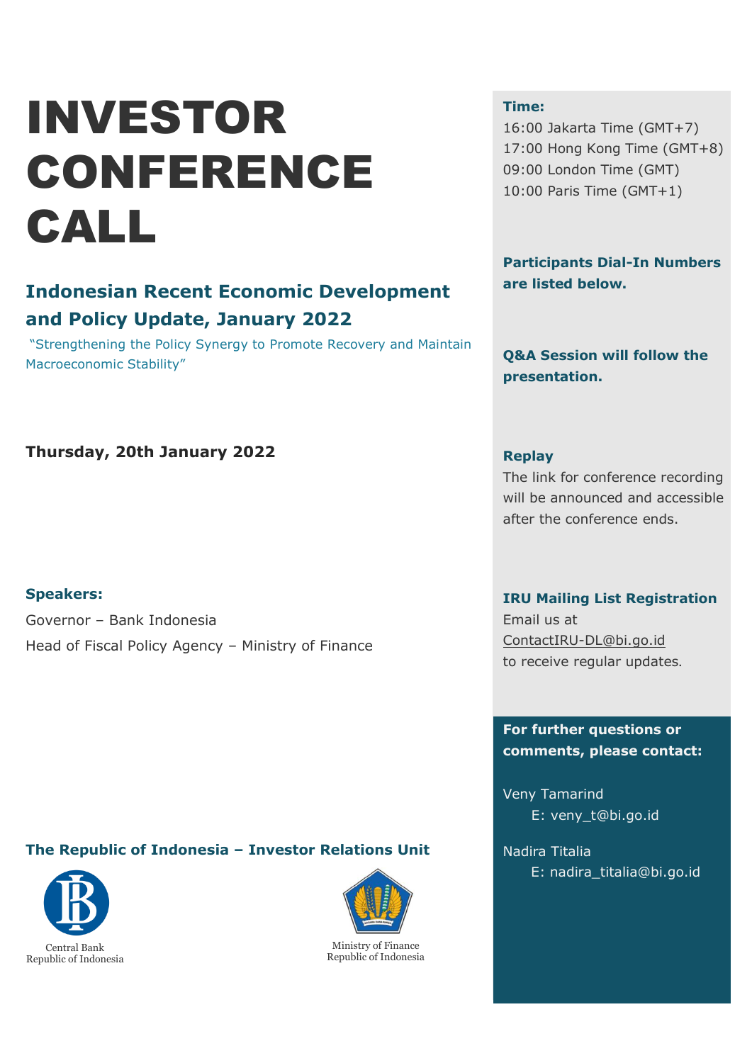# INVESTOR CONFERENCE CALL

## Indonesian Recent Economic Development and Policy Update, January 2022

"Strengthening the Policy Synergy to Promote Recovery and Maintain Macroeconomic Stability"

**Thursday, 20th January 2022**

**Speakers:**

Governor – Bank Indonesia

Head of Fiscal Policy Agency – Ministry of Finance

**The Republic of Indonesia – Investor Relations Unit**

Central Bank
Republic of Indonesia

Ministry of Finance
Republic of Indonesia

**Time:**

16:00 Jakarta Time (GMT+7)
17:00 Hong Kong Time (GMT+8)
09:00 London Time (GMT)
10:00 Paris Time (GMT+1)

**Participants Dial-In Numbers are listed below.**

**Q&A Session will follow the presentation.**

**Replay**

The link for conference recording will be announced and accessible after the conference ends.

**IRU Mailing List Registration**

Email us at ContactIRU-DL@bi.go.id to receive regular updates.

**For further questions or comments, please contact:**

Veny Tamarind
E: veny_t@bi.go.id

Nadira Titalia
E: nadira_titalia@bi.go.id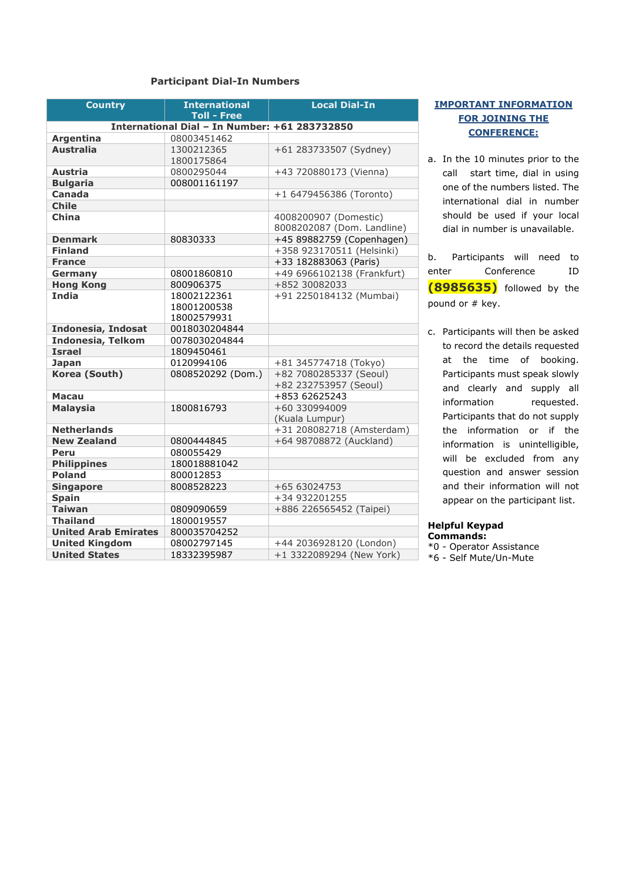**Participant Dial-In Numbers**

| Country | International Toll - Free | Local Dial-In |
|---|---|---|
| **International Dial – In Number: +61 283732850** | | |
| **Argentina** | 08003451462 | |
| **Australia** | 1300212365<br>1800175864 | +61 283733507 (Sydney) |
| **Austria** | 0800295044 | +43 720880173 (Vienna) |
| **Bulgaria** | 008001161197 | |
| **Canada** | | +1 6479456386 (Toronto) |
| **Chile** | | |
| **China** | | 4008200907 (Domestic)<br>8008202087 (Dom. Landline) |
| **Denmark** | 80830333 | +45 89882759 (Copenhagen) |
| **Finland** | | +358 923170511 (Helsinki) |
| **France** | | +33 182883063 (Paris) |
| **Germany** | 08001860810 | +49 6966102138 (Frankfurt) |
| **Hong Kong** | 800906375 | +852 30082033 |
| **India** | 18002122361<br>18001200538<br>18002579931 | +91 2250184132 (Mumbai) |
| **Indonesia, Indosat** | 0018030204844 | |
| **Indonesia, Telkom** | 0078030204844 | |
| **Israel** | 1809450461 | |
| **Japan** | 0120994106 | +81 345774718 (Tokyo) |
| **Korea (South)** | 0808520292 (Dom.) | +82 7080285337 (Seoul)<br>+82 232753957 (Seoul) |
| **Macau** | | +853 62625243 |
| **Malaysia** | 1800816793 | +60 330994009<br>(Kuala Lumpur) |
| **Netherlands** | | +31 208082718 (Amsterdam) |
| **New Zealand** | 0800444845 | +64 98708872 (Auckland) |
| **Peru** | 080055429 | |
| **Philippines** | 180018881042 | |
| **Poland** | 800012853 | |
| **Singapore** | 8008528223 | +65 63024753 |
| **Spain** | | +34 932201255 |
| **Taiwan** | 0809090659 | +886 226565452 (Taipei) |
| **Thailand** | 1800019557 | |
| **United Arab Emirates** | 800035704252 | |
| **United Kingdom** | 08002797145 | +44 2036928120 (London) |
| **United States** | 18332395987 | +1 3322089294 (New York) |

**IMPORTANT INFORMATION FOR JOINING THE CONFERENCE:**

a. In the 10 minutes prior to the call start time, dial in using one of the numbers listed. The international dial in number should be used if your local dial in number is unavailable.

b. Participants will need to enter Conference ID **(8985635)** followed by the pound or # key.

c. Participants will then be asked to record the details requested at the time of booking. Participants must speak slowly and clearly and supply all information requested. Participants that do not supply the information or if the information is unintelligible, will be excluded from any question and answer session and their information will not appear on the participant list.

**Helpful Keypad Commands:**

*0 - Operator Assistance
*6 - Self Mute/Un-Mute